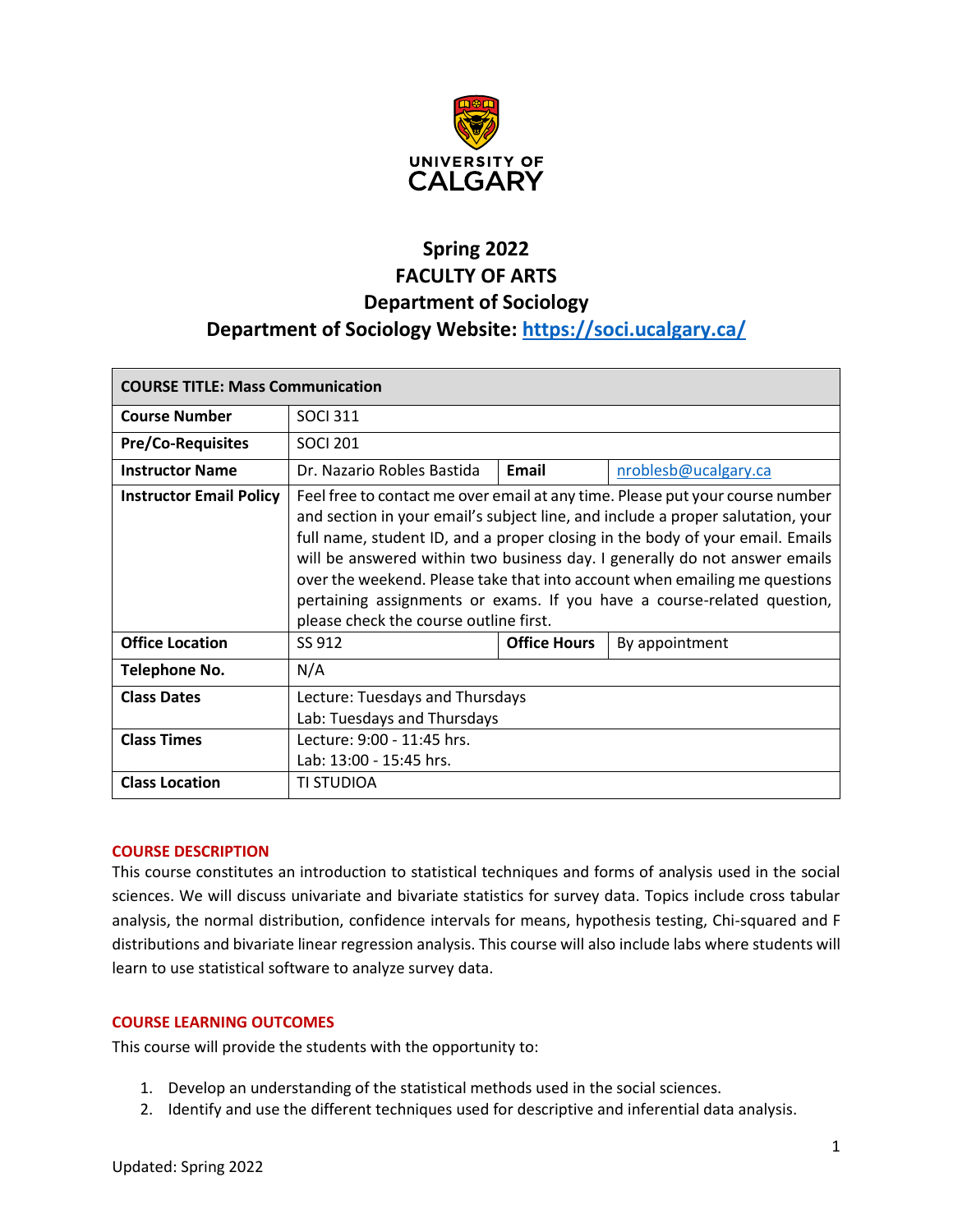UNIVERSITY OF CALGARY

# Spring 2022
# FACULTY OF ARTS
# Department of Sociology
# Department of Sociology Website: https://soci.ucalgary.ca/

| **COURSE TITLE: Mass Communication** | | | |
|---|---|---|---|
| **Course Number** | SOCI 311 | | |
| **Pre/Co-Requisites** | SOCI 201 | | |
| **Instructor Name** | Dr. Nazario Robles Bastida | **Email** | nroblesb@ucalgary.ca |
| **Instructor Email Policy** | Feel free to contact me over email at any time. Please put your course number and section in your email's subject line, and include a proper salutation, your full name, student ID, and a proper closing in the body of your email. Emails will be answered within two business day. I generally do not answer emails over the weekend. Please take that into account when emailing me questions pertaining assignments or exams. If you have a course-related question, please check the course outline first. | | |
| **Office Location** | SS 912 | **Office Hours** | By appointment |
| **Telephone No.** | N/A | | |
| **Class Dates** | Lecture: Tuesdays and Thursdays<br>Lab: Tuesdays and Thursdays | | |
| **Class Times** | Lecture: 9:00 - 11:45 hrs.<br>Lab: 13:00 - 15:45 hrs. | | |
| **Class Location** | TI STUDIOA | | |

## COURSE DESCRIPTION

This course constitutes an introduction to statistical techniques and forms of analysis used in the social sciences. We will discuss univariate and bivariate statistics for survey data. Topics include cross tabular analysis, the normal distribution, confidence intervals for means, hypothesis testing, Chi-squared and F distributions and bivariate linear regression analysis. This course will also include labs where students will learn to use statistical software to analyze survey data.

## COURSE LEARNING OUTCOMES

This course will provide the students with the opportunity to:

1. Develop an understanding of the statistical methods used in the social sciences.
2. Identify and use the different techniques used for descriptive and inferential data analysis.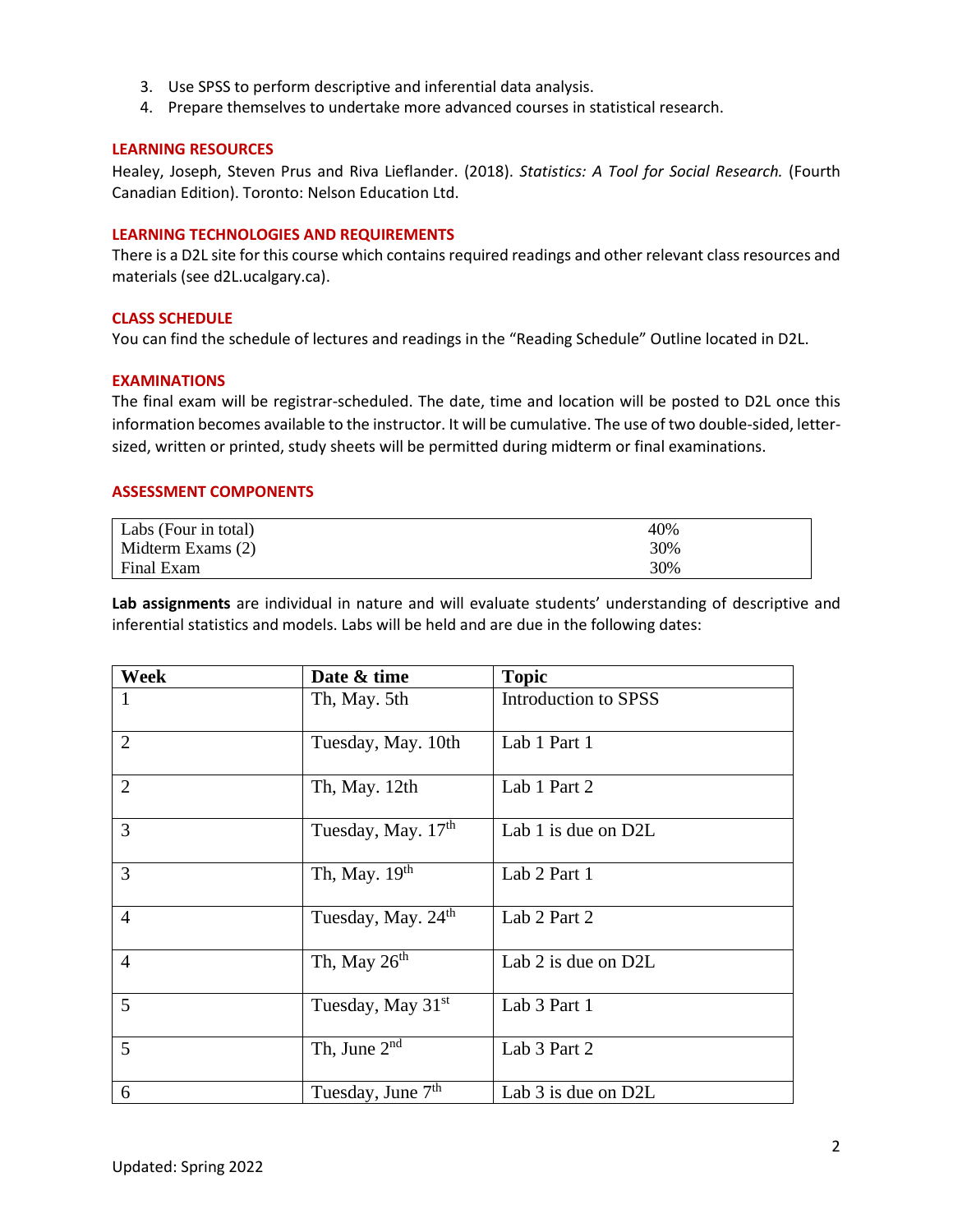3. Use SPSS to perform descriptive and inferential data analysis.
4. Prepare themselves to undertake more advanced courses in statistical research.

## LEARNING RESOURCES

Healey, Joseph, Steven Prus and Riva Lieflander. (2018). *Statistics: A Tool for Social Research.* (Fourth Canadian Edition). Toronto: Nelson Education Ltd.

## LEARNING TECHNOLOGIES AND REQUIREMENTS

There is a D2L site for this course which contains required readings and other relevant class resources and materials (see d2L.ucalgary.ca).

## CLASS SCHEDULE

You can find the schedule of lectures and readings in the "Reading Schedule" Outline located in D2L.

## EXAMINATIONS

The final exam will be registrar-scheduled. The date, time and location will be posted to D2L once this information becomes available to the instructor. It will be cumulative. The use of two double-sided, letter-sized, written or printed, study sheets will be permitted during midterm or final examinations.

## ASSESSMENT COMPONENTS

| Component | Weight |
|---|---|
| Labs (Four in total) | 40% |
| Midterm Exams (2) | 30% |
| Final Exam | 30% |

**Lab assignments** are individual in nature and will evaluate students' understanding of descriptive and inferential statistics and models. Labs will be held and are due in the following dates:

| Week | Date & time | Topic |
|---|---|---|
| 1 | Th, May. 5th | Introduction to SPSS |
| 2 | Tuesday, May. 10th | Lab 1 Part 1 |
| 2 | Th, May. 12th | Lab 1 Part 2 |
| 3 | Tuesday, May. 17th | Lab 1 is due on D2L |
| 3 | Th, May. 19th | Lab 2 Part 1 |
| 4 | Tuesday, May. 24th | Lab 2 Part 2 |
| 4 | Th, May 26th | Lab 2 is due on D2L |
| 5 | Tuesday, May 31st | Lab 3 Part 1 |
| 5 | Th, June 2nd | Lab 3 Part 2 |
| 6 | Tuesday, June 7th | Lab 3 is due on D2L |

Updated: Spring 2022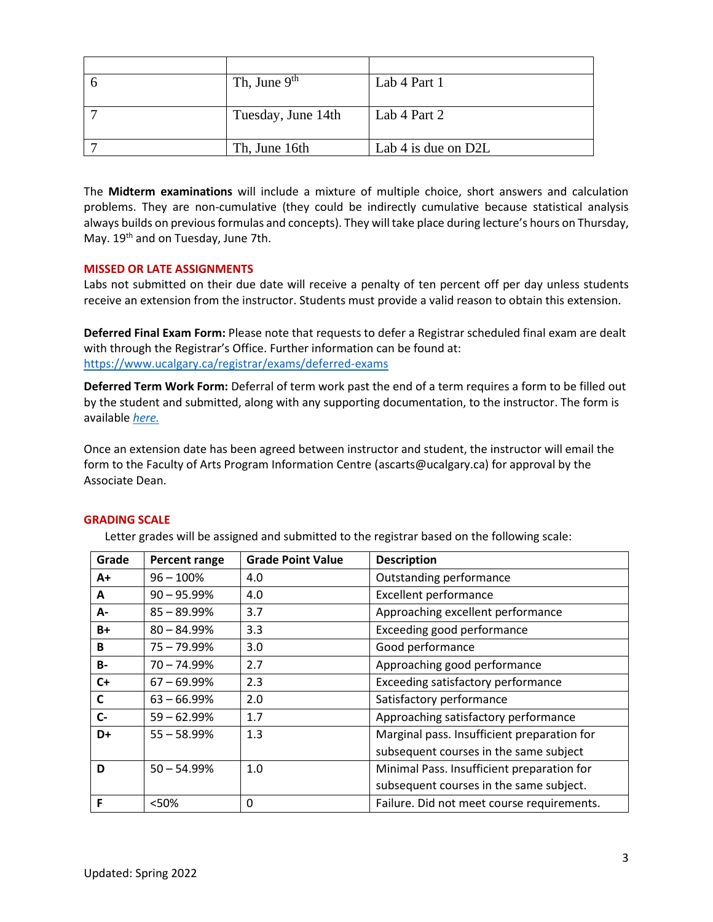| | | |
|---|---|---|
| 6 | Th, June 9th | Lab 4 Part 1 |
| 7 | Tuesday, June 14th | Lab 4 Part 2 |
| 7 | Th, June 16th | Lab 4 is due on D2L |

The **Midterm examinations** will include a mixture of multiple choice, short answers and calculation problems. They are non-cumulative (they could be indirectly cumulative because statistical analysis always builds on previous formulas and concepts). They will take place during lecture's hours on Thursday, May. 19th and on Tuesday, June 7th.

## MISSED OR LATE ASSIGNMENTS

Labs not submitted on their due date will receive a penalty of ten percent off per day unless students receive an extension from the instructor. Students must provide a valid reason to obtain this extension.

**Deferred Final Exam Form:** Please note that requests to defer a Registrar scheduled final exam are dealt with through the Registrar's Office. Further information can be found at: https://www.ucalgary.ca/registrar/exams/deferred-exams

**Deferred Term Work Form:** Deferral of term work past the end of a term requires a form to be filled out by the student and submitted, along with any supporting documentation, to the instructor. The form is available *here.*

Once an extension date has been agreed between instructor and student, the instructor will email the form to the Faculty of Arts Program Information Centre (ascarts@ucalgary.ca) for approval by the Associate Dean.

## GRADING SCALE

Letter grades will be assigned and submitted to the registrar based on the following scale:

| Grade | Percent range | Grade Point Value | Description |
|---|---|---|---|
| **A+** | 96 – 100% | 4.0 | Outstanding performance |
| **A** | 90 – 95.99% | 4.0 | Excellent performance |
| **A-** | 85 – 89.99% | 3.7 | Approaching excellent performance |
| **B+** | 80 – 84.99% | 3.3 | Exceeding good performance |
| **B** | 75 – 79.99% | 3.0 | Good performance |
| **B-** | 70 – 74.99% | 2.7 | Approaching good performance |
| **C+** | 67 – 69.99% | 2.3 | Exceeding satisfactory performance |
| **C** | 63 – 66.99% | 2.0 | Satisfactory performance |
| **C-** | 59 – 62.99% | 1.7 | Approaching satisfactory performance |
| **D+** | 55 – 58.99% | 1.3 | Marginal pass. Insufficient preparation for subsequent courses in the same subject |
| **D** | 50 – 54.99% | 1.0 | Minimal Pass. Insufficient preparation for subsequent courses in the same subject. |
| **F** | <50% | 0 | Failure. Did not meet course requirements. |

Updated: Spring 2022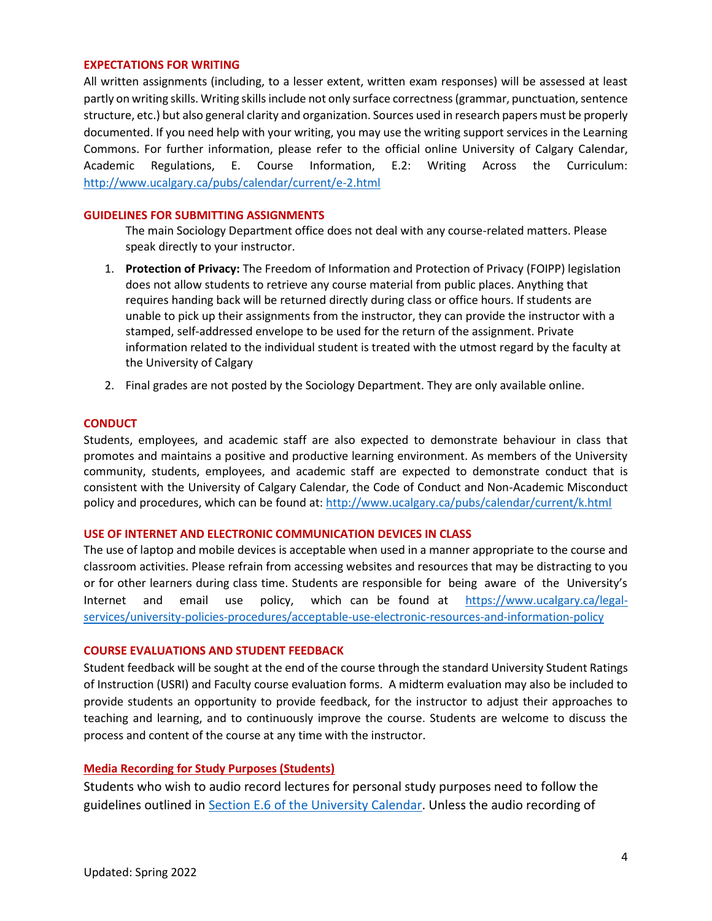### EXPECTATIONS FOR WRITING

All written assignments (including, to a lesser extent, written exam responses) will be assessed at least partly on writing skills. Writing skills include not only surface correctness (grammar, punctuation, sentence structure, etc.) but also general clarity and organization. Sources used in research papers must be properly documented. If you need help with your writing, you may use the writing support services in the Learning Commons. For further information, please refer to the official online University of Calgary Calendar, Academic Regulations, E. Course Information, E.2: Writing Across the Curriculum: http://www.ucalgary.ca/pubs/calendar/current/e-2.html

### GUIDELINES FOR SUBMITTING ASSIGNMENTS

The main Sociology Department office does not deal with any course-related matters. Please speak directly to your instructor.

1. **Protection of Privacy:** The Freedom of Information and Protection of Privacy (FOIPP) legislation does not allow students to retrieve any course material from public places. Anything that requires handing back will be returned directly during class or office hours. If students are unable to pick up their assignments from the instructor, they can provide the instructor with a stamped, self-addressed envelope to be used for the return of the assignment. Private information related to the individual student is treated with the utmost regard by the faculty at the University of Calgary
2. Final grades are not posted by the Sociology Department. They are only available online.

### CONDUCT

Students, employees, and academic staff are also expected to demonstrate behaviour in class that promotes and maintains a positive and productive learning environment. As members of the University community, students, employees, and academic staff are expected to demonstrate conduct that is consistent with the University of Calgary Calendar, the Code of Conduct and Non-Academic Misconduct policy and procedures, which can be found at: http://www.ucalgary.ca/pubs/calendar/current/k.html

### USE OF INTERNET AND ELECTRONIC COMMUNICATION DEVICES IN CLASS

The use of laptop and mobile devices is acceptable when used in a manner appropriate to the course and classroom activities. Please refrain from accessing websites and resources that may be distracting to you or for other learners during class time. Students are responsible for being aware of the University's Internet and email use policy, which can be found at https://www.ucalgary.ca/legal-services/university-policies-procedures/acceptable-use-electronic-resources-and-information-policy

### COURSE EVALUATIONS AND STUDENT FEEDBACK

Student feedback will be sought at the end of the course through the standard University Student Ratings of Instruction (USRI) and Faculty course evaluation forms. A midterm evaluation may also be included to provide students an opportunity to provide feedback, for the instructor to adjust their approaches to teaching and learning, and to continuously improve the course. Students are welcome to discuss the process and content of the course at any time with the instructor.

### Media Recording for Study Purposes (Students)

Students who wish to audio record lectures for personal study purposes need to follow the guidelines outlined in Section E.6 of the University Calendar. Unless the audio recording of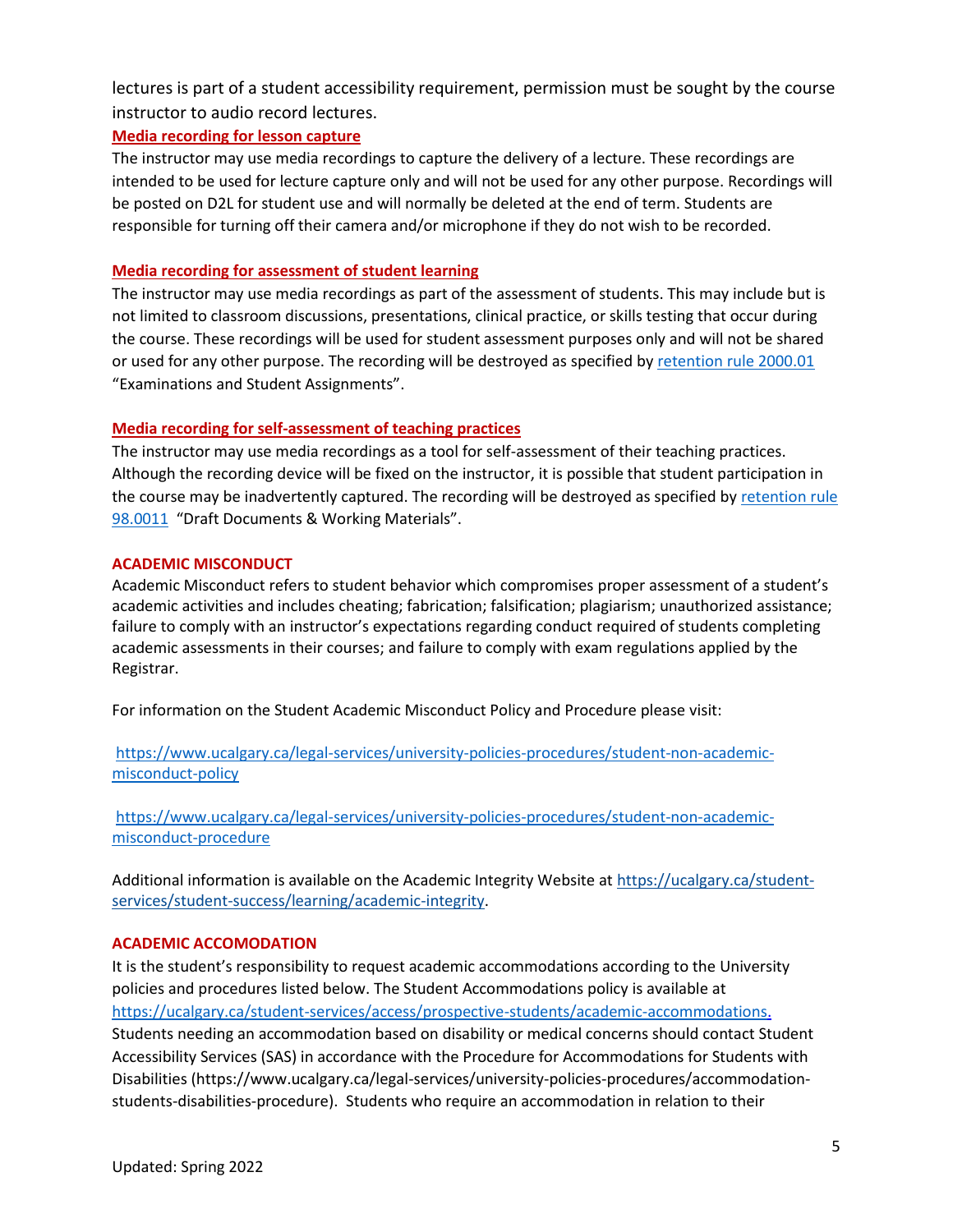lectures is part of a student accessibility requirement, permission must be sought by the course instructor to audio record lectures.

**Media recording for lesson capture**

The instructor may use media recordings to capture the delivery of a lecture. These recordings are intended to be used for lecture capture only and will not be used for any other purpose. Recordings will be posted on D2L for student use and will normally be deleted at the end of term. Students are responsible for turning off their camera and/or microphone if they do not wish to be recorded.

**Media recording for assessment of student learning**

The instructor may use media recordings as part of the assessment of students. This may include but is not limited to classroom discussions, presentations, clinical practice, or skills testing that occur during the course. These recordings will be used for student assessment purposes only and will not be shared or used for any other purpose. The recording will be destroyed as specified by retention rule 2000.01 "Examinations and Student Assignments".

**Media recording for self-assessment of teaching practices**

The instructor may use media recordings as a tool for self-assessment of their teaching practices. Although the recording device will be fixed on the instructor, it is possible that student participation in the course may be inadvertently captured. The recording will be destroyed as specified by retention rule 98.0011 "Draft Documents & Working Materials".

## ACADEMIC MISCONDUCT

Academic Misconduct refers to student behavior which compromises proper assessment of a student's academic activities and includes cheating; fabrication; falsification; plagiarism; unauthorized assistance; failure to comply with an instructor's expectations regarding conduct required of students completing academic assessments in their courses; and failure to comply with exam regulations applied by the Registrar.

For information on the Student Academic Misconduct Policy and Procedure please visit:

https://www.ucalgary.ca/legal-services/university-policies-procedures/student-non-academic-misconduct-policy

https://www.ucalgary.ca/legal-services/university-policies-procedures/student-non-academic-misconduct-procedure

Additional information is available on the Academic Integrity Website at https://ucalgary.ca/student-services/student-success/learning/academic-integrity.

## ACADEMIC ACCOMODATION

It is the student's responsibility to request academic accommodations according to the University policies and procedures listed below. The Student Accommodations policy is available at https://ucalgary.ca/student-services/access/prospective-students/academic-accommodations. Students needing an accommodation based on disability or medical concerns should contact Student Accessibility Services (SAS) in accordance with the Procedure for Accommodations for Students with Disabilities (https://www.ucalgary.ca/legal-services/university-policies-procedures/accommodation-students-disabilities-procedure). Students who require an accommodation in relation to their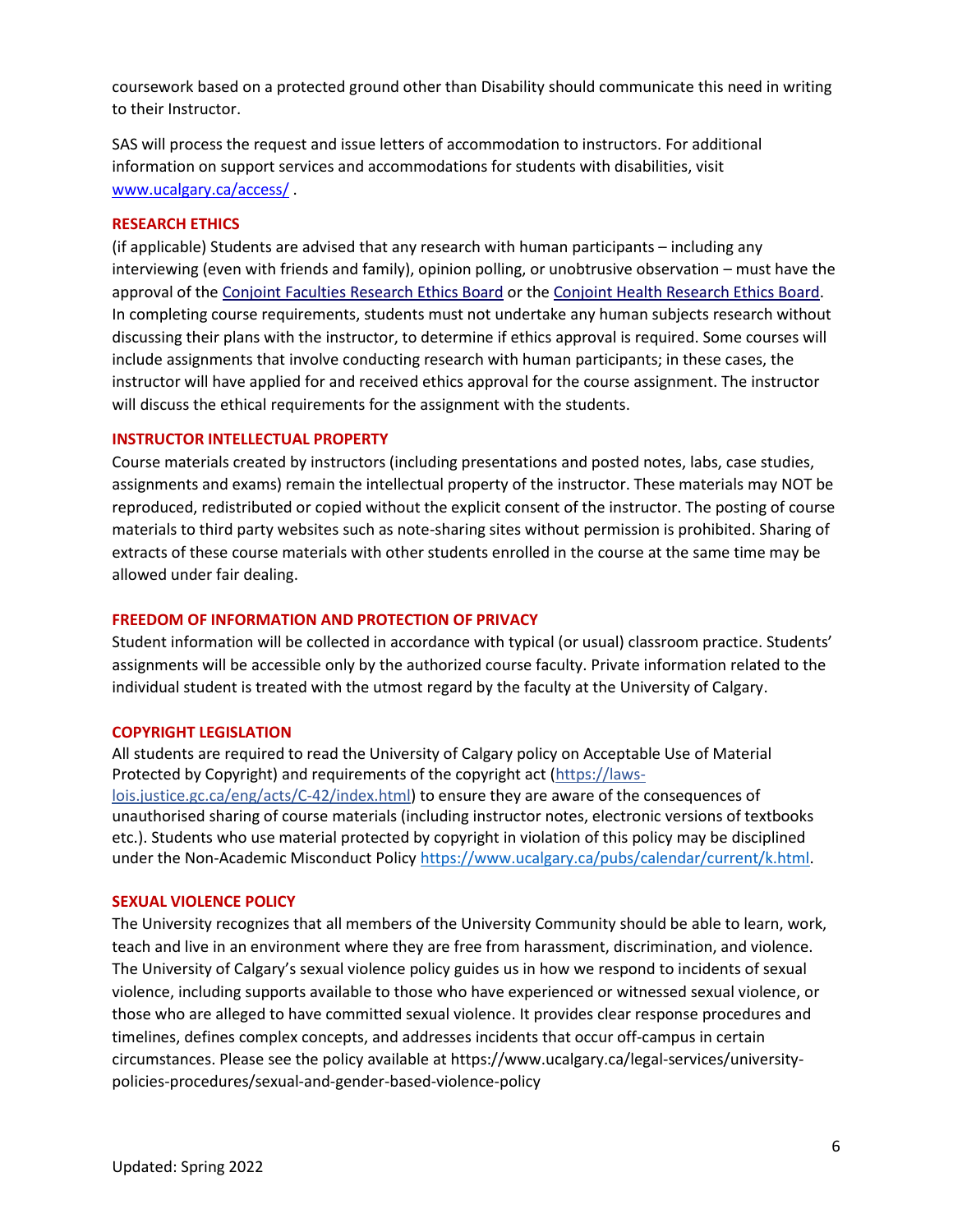coursework based on a protected ground other than Disability should communicate this need in writing to their Instructor.

SAS will process the request and issue letters of accommodation to instructors. For additional information on support services and accommodations for students with disabilities, visit [www.ucalgary.ca/access/](www.ucalgary.ca/access/) .

**RESEARCH ETHICS**

(if applicable) Students are advised that any research with human participants – including any interviewing (even with friends and family), opinion polling, or unobtrusive observation – must have the approval of the Conjoint Faculties Research Ethics Board or the Conjoint Health Research Ethics Board. In completing course requirements, students must not undertake any human subjects research without discussing their plans with the instructor, to determine if ethics approval is required. Some courses will include assignments that involve conducting research with human participants; in these cases, the instructor will have applied for and received ethics approval for the course assignment. The instructor will discuss the ethical requirements for the assignment with the students.

**INSTRUCTOR INTELLECTUAL PROPERTY**

Course materials created by instructors (including presentations and posted notes, labs, case studies, assignments and exams) remain the intellectual property of the instructor. These materials may NOT be reproduced, redistributed or copied without the explicit consent of the instructor. The posting of course materials to third party websites such as note-sharing sites without permission is prohibited. Sharing of extracts of these course materials with other students enrolled in the course at the same time may be allowed under fair dealing.

**FREEDOM OF INFORMATION AND PROTECTION OF PRIVACY**

Student information will be collected in accordance with typical (or usual) classroom practice. Students' assignments will be accessible only by the authorized course faculty. Private information related to the individual student is treated with the utmost regard by the faculty at the University of Calgary.

**COPYRIGHT LEGISLATION**

All students are required to read the University of Calgary policy on Acceptable Use of Material Protected by Copyright) and requirements of the copyright act (https://laws-lois.justice.gc.ca/eng/acts/C-42/index.html) to ensure they are aware of the consequences of unauthorised sharing of course materials (including instructor notes, electronic versions of textbooks etc.). Students who use material protected by copyright in violation of this policy may be disciplined under the Non-Academic Misconduct Policy https://www.ucalgary.ca/pubs/calendar/current/k.html.

**SEXUAL VIOLENCE POLICY**

The University recognizes that all members of the University Community should be able to learn, work, teach and live in an environment where they are free from harassment, discrimination, and violence. The University of Calgary's sexual violence policy guides us in how we respond to incidents of sexual violence, including supports available to those who have experienced or witnessed sexual violence, or those who are alleged to have committed sexual violence. It provides clear response procedures and timelines, defines complex concepts, and addresses incidents that occur off-campus in certain circumstances. Please see the policy available at https://www.ucalgary.ca/legal-services/university-policies-procedures/sexual-and-gender-based-violence-policy

Updated: Spring 2022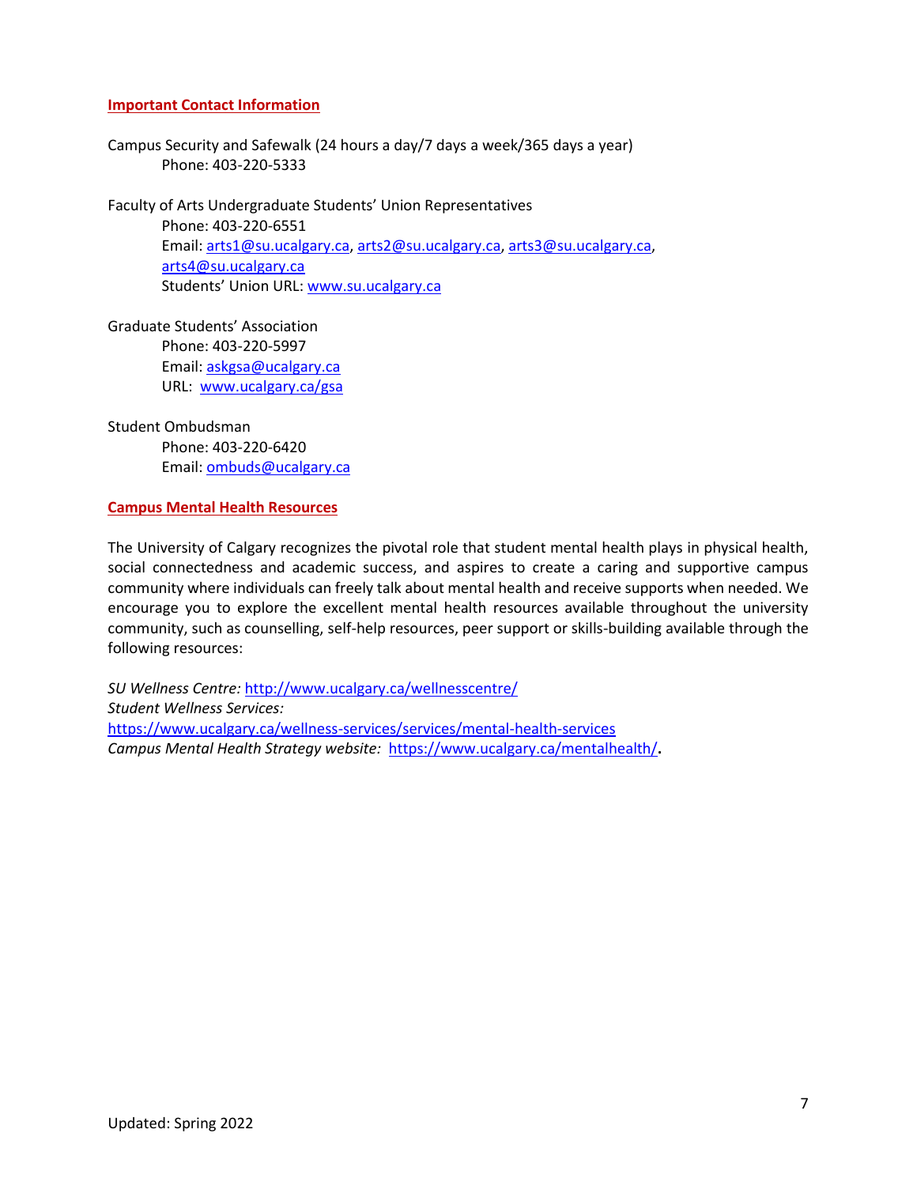**Important Contact Information**

Campus Security and Safewalk (24 hours a day/7 days a week/365 days a year)
Phone: 403-220-5333

Faculty of Arts Undergraduate Students' Union Representatives
Phone: 403-220-6551
Email: arts1@su.ucalgary.ca, arts2@su.ucalgary.ca, arts3@su.ucalgary.ca, arts4@su.ucalgary.ca
Students' Union URL: www.su.ucalgary.ca

Graduate Students' Association
Phone: 403-220-5997
Email: askgsa@ucalgary.ca
URL: www.ucalgary.ca/gsa

Student Ombudsman
Phone: 403-220-6420
Email: ombuds@ucalgary.ca

**Campus Mental Health Resources**

The University of Calgary recognizes the pivotal role that student mental health plays in physical health, social connectedness and academic success, and aspires to create a caring and supportive campus community where individuals can freely talk about mental health and receive supports when needed. We encourage you to explore the excellent mental health resources available throughout the university community, such as counselling, self-help resources, peer support or skills-building available through the following resources:

*SU Wellness Centre:* http://www.ucalgary.ca/wellnesscentre/
*Student Wellness Services:* https://www.ucalgary.ca/wellness-services/services/mental-health-services
*Campus Mental Health Strategy website:* https://www.ucalgary.ca/mentalhealth/.

Updated: Spring 2022